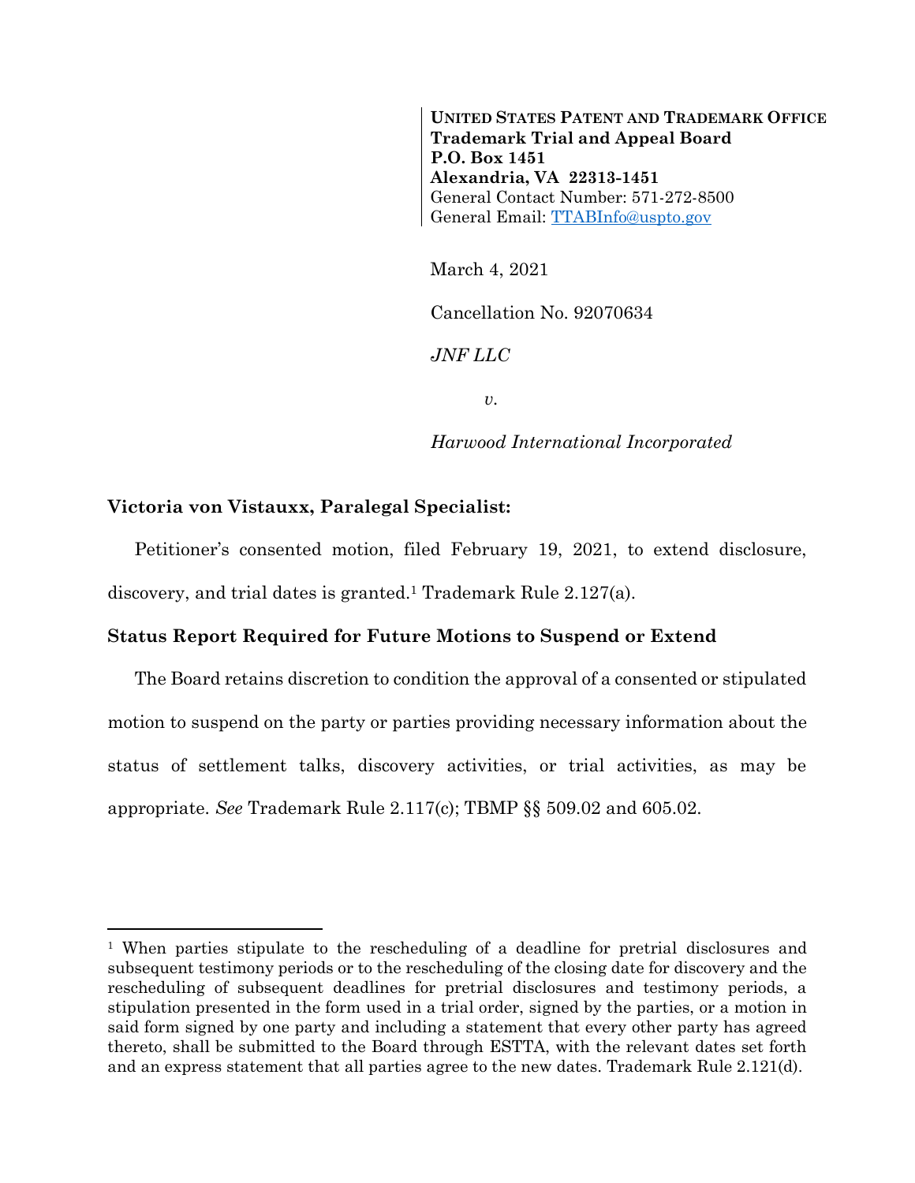**UNITED STATES PATENT AND TRADEMARK OFFICE**
**Trademark Trial and Appeal Board**
**P.O. Box 1451**
**Alexandria, VA 22313-1451**
General Contact Number: 571-272-8500
General Email: TTABInfo@uspto.gov

March 4, 2021

Cancellation No. 92070634

*JNF LLC*

*v.*

*Harwood International Incorporated*

**Victoria von Vistauxx, Paralegal Specialist:**

Petitioner's consented motion, filed February 19, 2021, to extend disclosure, discovery, and trial dates is granted.[1] Trademark Rule 2.127(a).

**Status Report Required for Future Motions to Suspend or Extend**

The Board retains discretion to condition the approval of a consented or stipulated motion to suspend on the party or parties providing necessary information about the status of settlement talks, discovery activities, or trial activities, as may be appropriate. *See* Trademark Rule 2.117(c); TBMP §§ 509.02 and 605.02.

---

[1] When parties stipulate to the rescheduling of a deadline for pretrial disclosures and subsequent testimony periods or to the rescheduling of the closing date for discovery and the rescheduling of subsequent deadlines for pretrial disclosures and testimony periods, a stipulation presented in the form used in a trial order, signed by the parties, or a motion in said form signed by one party and including a statement that every other party has agreed thereto, shall be submitted to the Board through ESTTA, with the relevant dates set forth and an express statement that all parties agree to the new dates. Trademark Rule 2.121(d).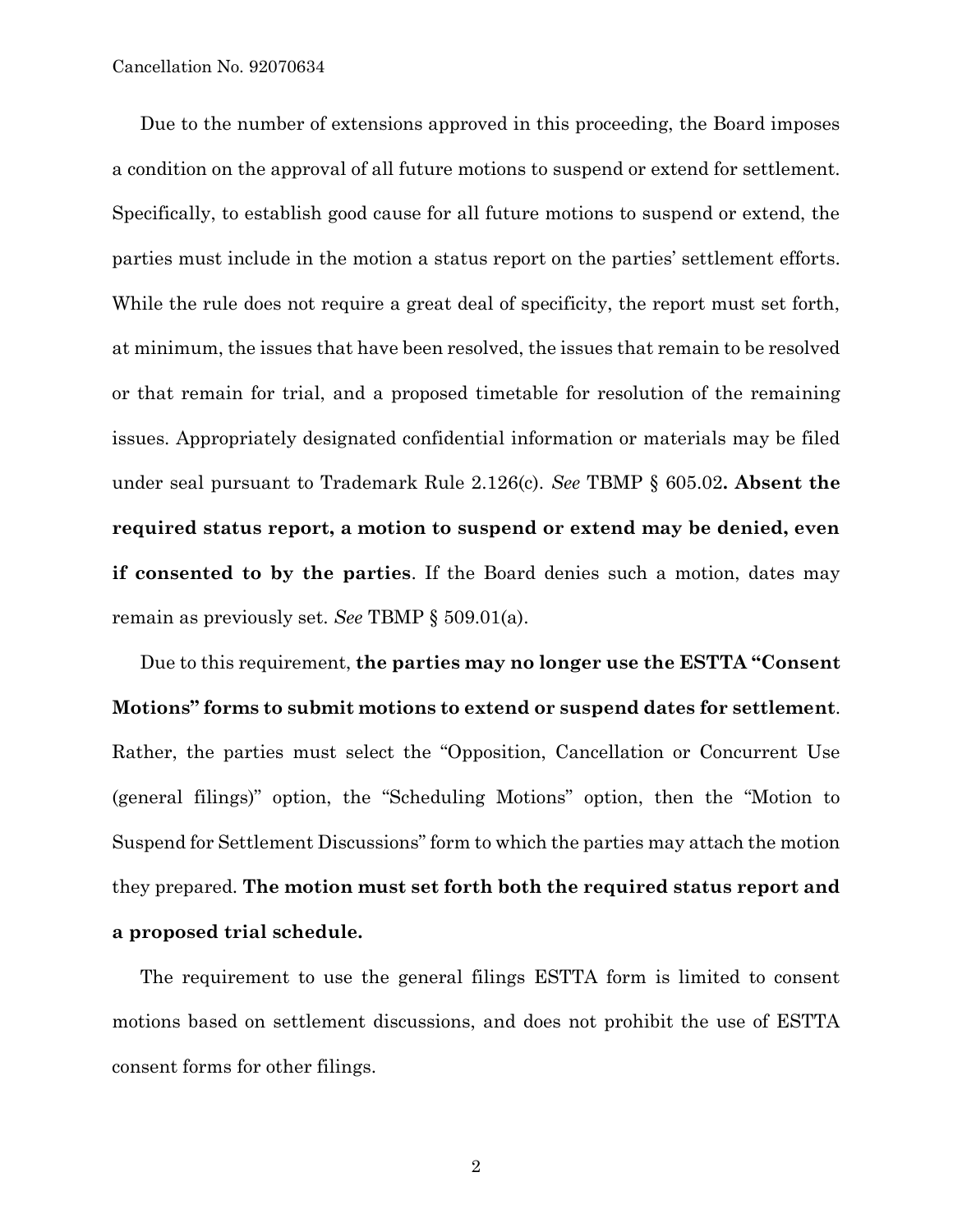Due to the number of extensions approved in this proceeding, the Board imposes a condition on the approval of all future motions to suspend or extend for settlement. Specifically, to establish good cause for all future motions to suspend or extend, the parties must include in the motion a status report on the parties' settlement efforts. While the rule does not require a great deal of specificity, the report must set forth, at minimum, the issues that have been resolved, the issues that remain to be resolved or that remain for trial, and a proposed timetable for resolution of the remaining issues. Appropriately designated confidential information or materials may be filed under seal pursuant to Trademark Rule 2.126(c). *See* TBMP § 605.02**. Absent the required status report, a motion to suspend or extend may be denied, even if consented to by the parties**. If the Board denies such a motion, dates may remain as previously set. *See* TBMP § 509.01(a).

Due to this requirement, **the parties may no longer use the ESTTA "Consent Motions" forms to submit motions to extend or suspend dates for settlement**. Rather, the parties must select the "Opposition, Cancellation or Concurrent Use (general filings)" option, the "Scheduling Motions" option, then the "Motion to Suspend for Settlement Discussions" form to which the parties may attach the motion they prepared. **The motion must set forth both the required status report and a proposed trial schedule.**

The requirement to use the general filings ESTTA form is limited to consent motions based on settlement discussions, and does not prohibit the use of ESTTA consent forms for other filings.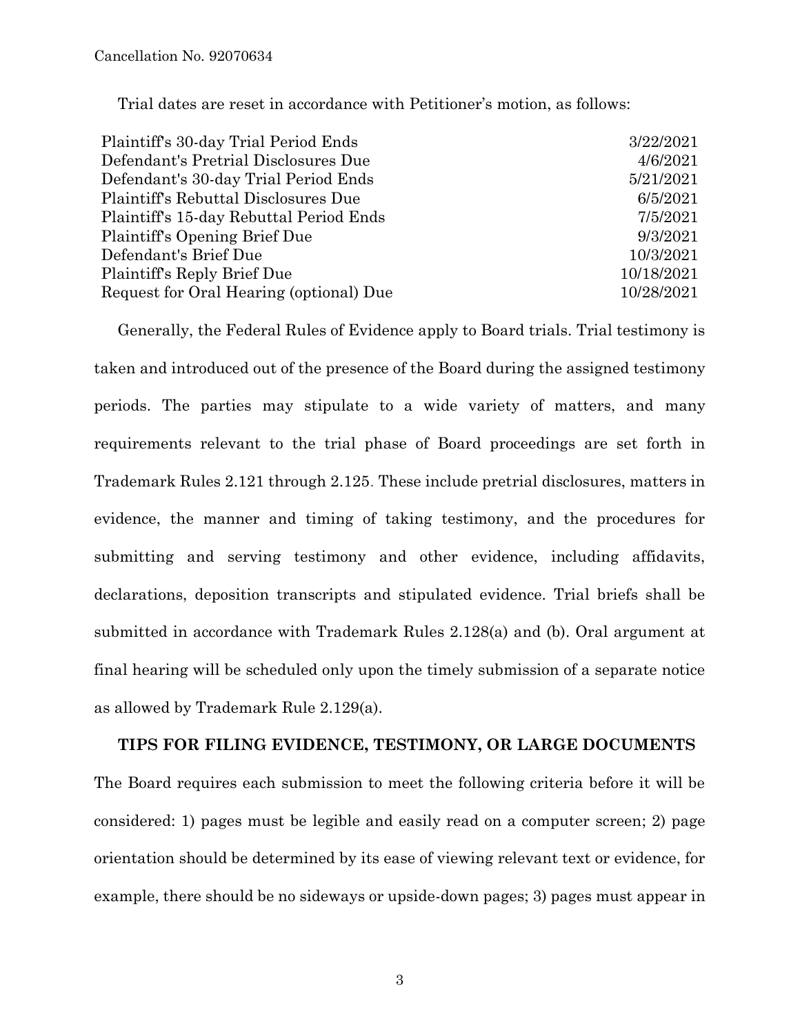Trial dates are reset in accordance with Petitioner's motion, as follows:

| | |
|---|---|
| Plaintiff's 30-day Trial Period Ends | 3/22/2021 |
| Defendant's Pretrial Disclosures Due | 4/6/2021 |
| Defendant's 30-day Trial Period Ends | 5/21/2021 |
| Plaintiff's Rebuttal Disclosures Due | 6/5/2021 |
| Plaintiff's 15-day Rebuttal Period Ends | 7/5/2021 |
| Plaintiff's Opening Brief Due | 9/3/2021 |
| Defendant's Brief Due | 10/3/2021 |
| Plaintiff's Reply Brief Due | 10/18/2021 |
| Request for Oral Hearing (optional) Due | 10/28/2021 |

Generally, the Federal Rules of Evidence apply to Board trials. Trial testimony is taken and introduced out of the presence of the Board during the assigned testimony periods. The parties may stipulate to a wide variety of matters, and many requirements relevant to the trial phase of Board proceedings are set forth in Trademark Rules 2.121 through 2.125. These include pretrial disclosures, matters in evidence, the manner and timing of taking testimony, and the procedures for submitting and serving testimony and other evidence, including affidavits, declarations, deposition transcripts and stipulated evidence. Trial briefs shall be submitted in accordance with Trademark Rules 2.128(a) and (b). Oral argument at final hearing will be scheduled only upon the timely submission of a separate notice as allowed by Trademark Rule 2.129(a).

**TIPS FOR FILING EVIDENCE, TESTIMONY, OR LARGE DOCUMENTS**

The Board requires each submission to meet the following criteria before it will be considered: 1) pages must be legible and easily read on a computer screen; 2) page orientation should be determined by its ease of viewing relevant text or evidence, for example, there should be no sideways or upside-down pages; 3) pages must appear in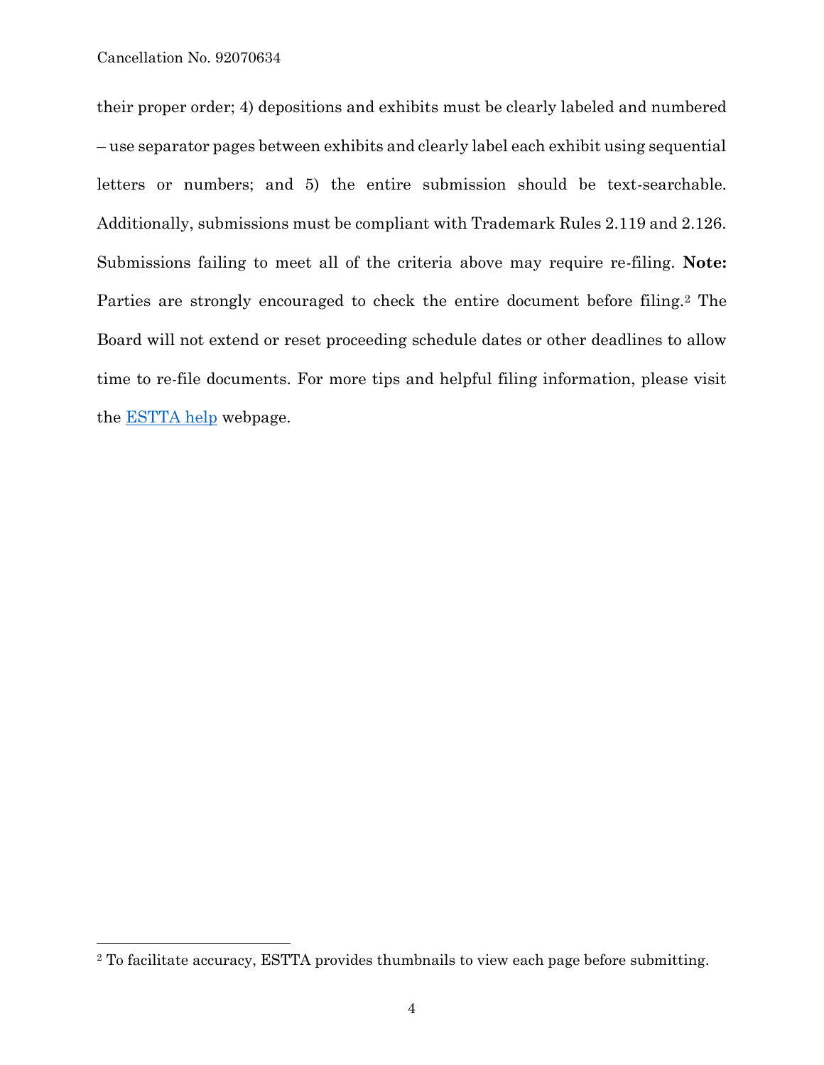their proper order; 4) depositions and exhibits must be clearly labeled and numbered – use separator pages between exhibits and clearly label each exhibit using sequential letters or numbers; and 5) the entire submission should be text-searchable. Additionally, submissions must be compliant with Trademark Rules 2.119 and 2.126. Submissions failing to meet all of the criteria above may require re-filing. **Note:** Parties are strongly encouraged to check the entire document before filing.[2] The Board will not extend or reset proceeding schedule dates or other deadlines to allow time to re-file documents. For more tips and helpful filing information, please visit the ESTTA help webpage.

[2] To facilitate accuracy, ESTTA provides thumbnails to view each page before submitting.